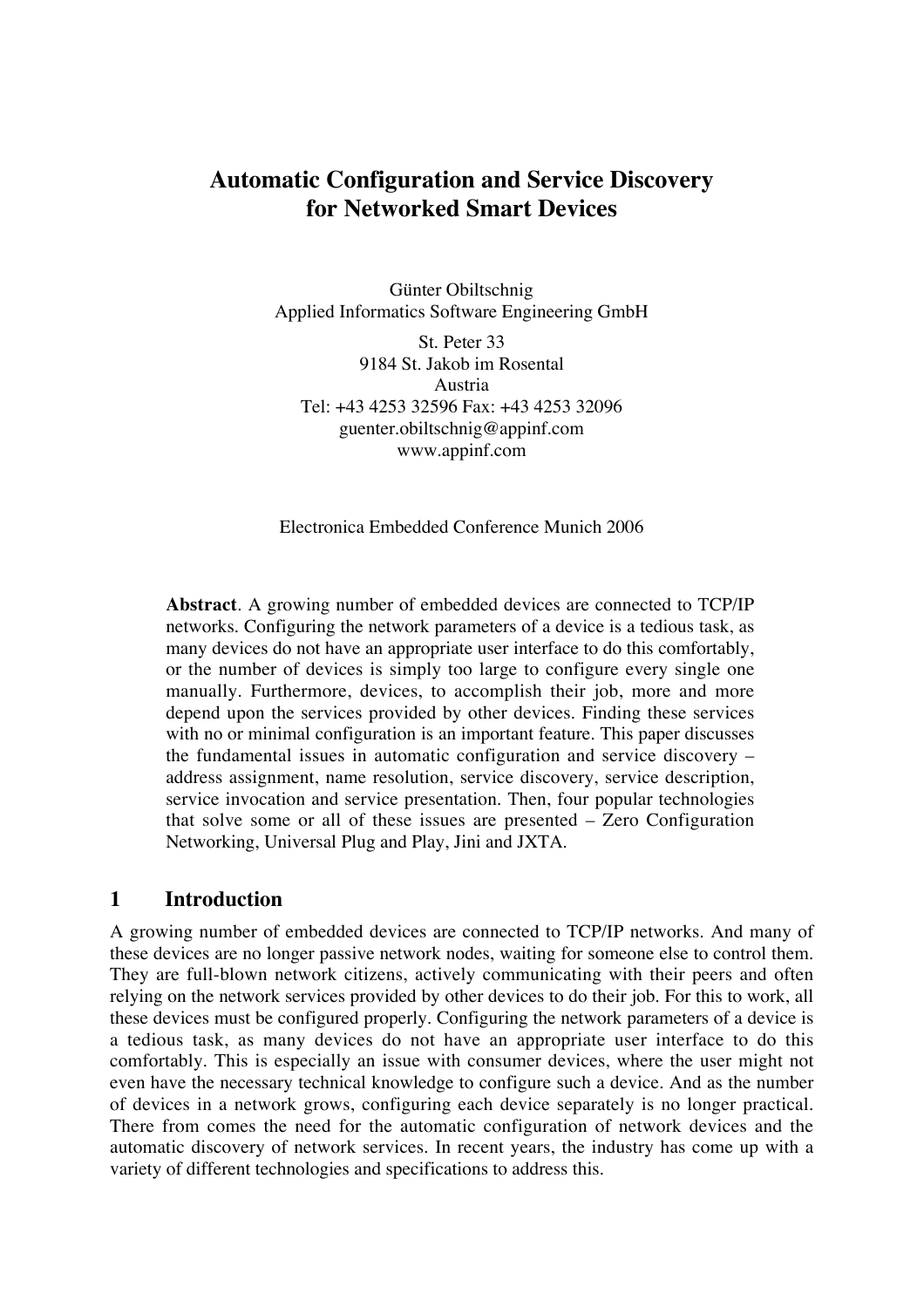# Automatic Configuration and Service Discovery for Networked Smart Devices

Günter Obiltschnig
Applied Informatics Software Engineering GmbH

St. Peter 33
9184 St. Jakob im Rosental
Austria
Tel: +43 4253 32596 Fax: +43 4253 32096
guenter.obiltschnig@appinf.com
www.appinf.com

Electronica Embedded Conference Munich 2006

**Abstract**. A growing number of embedded devices are connected to TCP/IP networks. Configuring the network parameters of a device is a tedious task, as many devices do not have an appropriate user interface to do this comfortably, or the number of devices is simply too large to configure every single one manually. Furthermore, devices, to accomplish their job, more and more depend upon the services provided by other devices. Finding these services with no or minimal configuration is an important feature. This paper discusses the fundamental issues in automatic configuration and service discovery – address assignment, name resolution, service discovery, service description, service invocation and service presentation. Then, four popular technologies that solve some or all of these issues are presented – Zero Configuration Networking, Universal Plug and Play, Jini and JXTA.

## 1 Introduction

A growing number of embedded devices are connected to TCP/IP networks. And many of these devices are no longer passive network nodes, waiting for someone else to control them. They are full-blown network citizens, actively communicating with their peers and often relying on the network services provided by other devices to do their job. For this to work, all these devices must be configured properly. Configuring the network parameters of a device is a tedious task, as many devices do not have an appropriate user interface to do this comfortably. This is especially an issue with consumer devices, where the user might not even have the necessary technical knowledge to configure such a device. And as the number of devices in a network grows, configuring each device separately is no longer practical. There from comes the need for the automatic configuration of network devices and the automatic discovery of network services. In recent years, the industry has come up with a variety of different technologies and specifications to address this.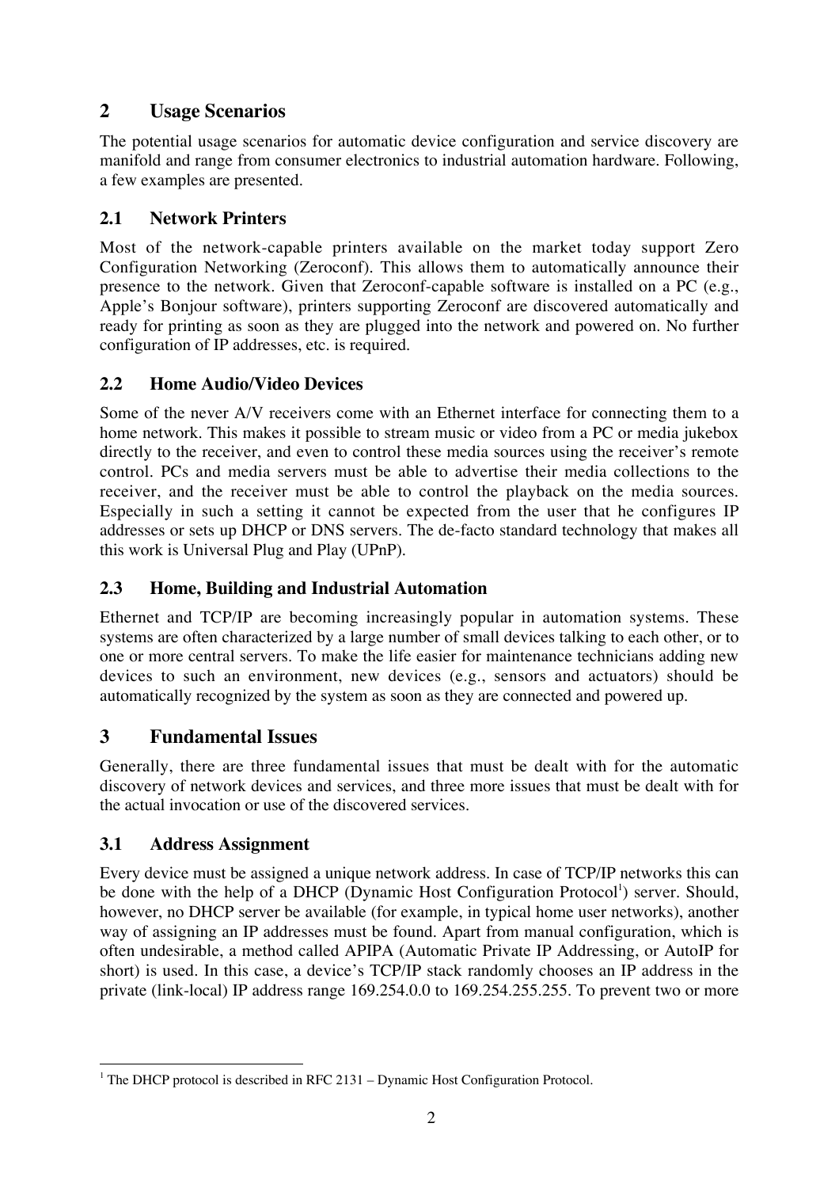# 2 Usage Scenarios

The potential usage scenarios for automatic device configuration and service discovery are manifold and range from consumer electronics to industrial automation hardware. Following, a few examples are presented.

## 2.1 Network Printers

Most of the network-capable printers available on the market today support Zero Configuration Networking (Zeroconf). This allows them to automatically announce their presence to the network. Given that Zeroconf-capable software is installed on a PC (e.g., Apple's Bonjour software), printers supporting Zeroconf are discovered automatically and ready for printing as soon as they are plugged into the network and powered on. No further configuration of IP addresses, etc. is required.

## 2.2 Home Audio/Video Devices

Some of the never A/V receivers come with an Ethernet interface for connecting them to a home network. This makes it possible to stream music or video from a PC or media jukebox directly to the receiver, and even to control these media sources using the receiver's remote control. PCs and media servers must be able to advertise their media collections to the receiver, and the receiver must be able to control the playback on the media sources. Especially in such a setting it cannot be expected from the user that he configures IP addresses or sets up DHCP or DNS servers. The de-facto standard technology that makes all this work is Universal Plug and Play (UPnP).

## 2.3 Home, Building and Industrial Automation

Ethernet and TCP/IP are becoming increasingly popular in automation systems. These systems are often characterized by a large number of small devices talking to each other, or to one or more central servers. To make the life easier for maintenance technicians adding new devices to such an environment, new devices (e.g., sensors and actuators) should be automatically recognized by the system as soon as they are connected and powered up.

# 3 Fundamental Issues

Generally, there are three fundamental issues that must be dealt with for the automatic discovery of network devices and services, and three more issues that must be dealt with for the actual invocation or use of the discovered services.

## 3.1 Address Assignment

Every device must be assigned a unique network address. In case of TCP/IP networks this can be done with the help of a DHCP (Dynamic Host Configuration Protocol[1]) server. Should, however, no DHCP server be available (for example, in typical home user networks), another way of assigning an IP addresses must be found. Apart from manual configuration, which is often undesirable, a method called APIPA (Automatic Private IP Addressing, or AutoIP for short) is used. In this case, a device's TCP/IP stack randomly chooses an IP address in the private (link-local) IP address range 169.254.0.0 to 169.254.255.255. To prevent two or more

[1] The DHCP protocol is described in RFC 2131 – Dynamic Host Configuration Protocol.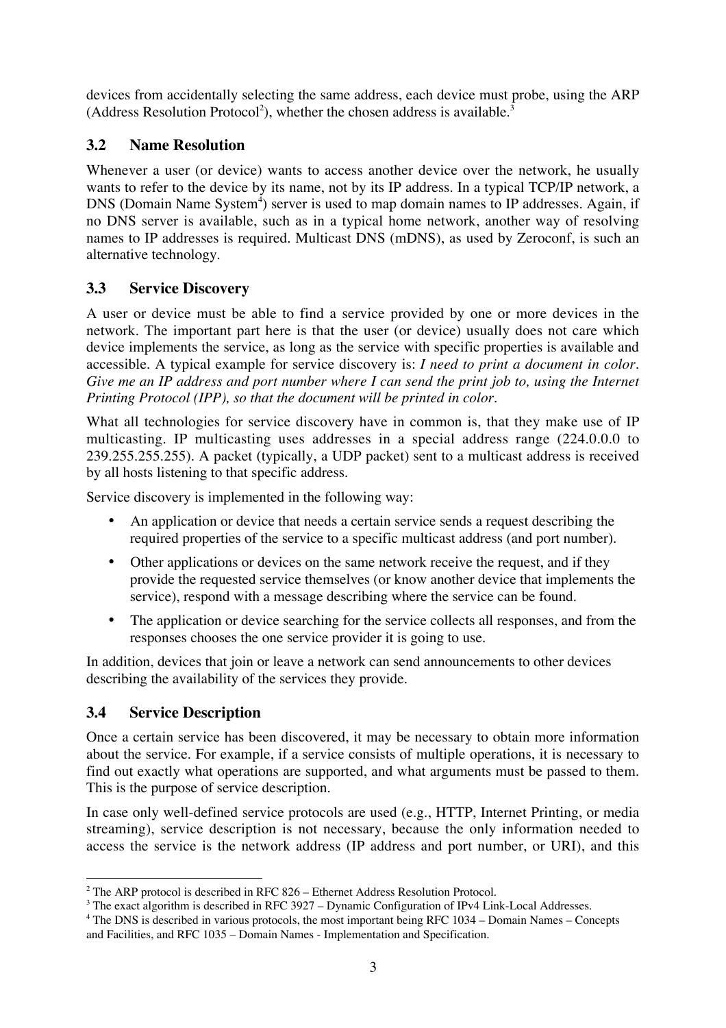devices from accidentally selecting the same address, each device must probe, using the ARP (Address Resolution Protocol[2]), whether the chosen address is available.[3]

### 3.2 Name Resolution

Whenever a user (or device) wants to access another device over the network, he usually wants to refer to the device by its name, not by its IP address. In a typical TCP/IP network, a DNS (Domain Name System[4]) server is used to map domain names to IP addresses. Again, if no DNS server is available, such as in a typical home network, another way of resolving names to IP addresses is required. Multicast DNS (mDNS), as used by Zeroconf, is such an alternative technology.

### 3.3 Service Discovery

A user or device must be able to find a service provided by one or more devices in the network. The important part here is that the user (or device) usually does not care which device implements the service, as long as the service with specific properties is available and accessible. A typical example for service discovery is: *I need to print a document in color. Give me an IP address and port number where I can send the print job to, using the Internet Printing Protocol (IPP), so that the document will be printed in color.*

What all technologies for service discovery have in common is, that they make use of IP multicasting. IP multicasting uses addresses in a special address range (224.0.0.0 to 239.255.255.255). A packet (typically, a UDP packet) sent to a multicast address is received by all hosts listening to that specific address.

Service discovery is implemented in the following way:

- An application or device that needs a certain service sends a request describing the required properties of the service to a specific multicast address (and port number).
- Other applications or devices on the same network receive the request, and if they provide the requested service themselves (or know another device that implements the service), respond with a message describing where the service can be found.
- The application or device searching for the service collects all responses, and from the responses chooses the one service provider it is going to use.

In addition, devices that join or leave a network can send announcements to other devices describing the availability of the services they provide.

### 3.4 Service Description

Once a certain service has been discovered, it may be necessary to obtain more information about the service. For example, if a service consists of multiple operations, it is necessary to find out exactly what operations are supported, and what arguments must be passed to them. This is the purpose of service description.

In case only well-defined service protocols are used (e.g., HTTP, Internet Printing, or media streaming), service description is not necessary, because the only information needed to access the service is the network address (IP address and port number, or URI), and this

---

[2] The ARP protocol is described in RFC 826 – Ethernet Address Resolution Protocol.

[3] The exact algorithm is described in RFC 3927 – Dynamic Configuration of IPv4 Link-Local Addresses.

[4] The DNS is described in various protocols, the most important being RFC 1034 – Domain Names – Concepts and Facilities, and RFC 1035 – Domain Names - Implementation and Specification.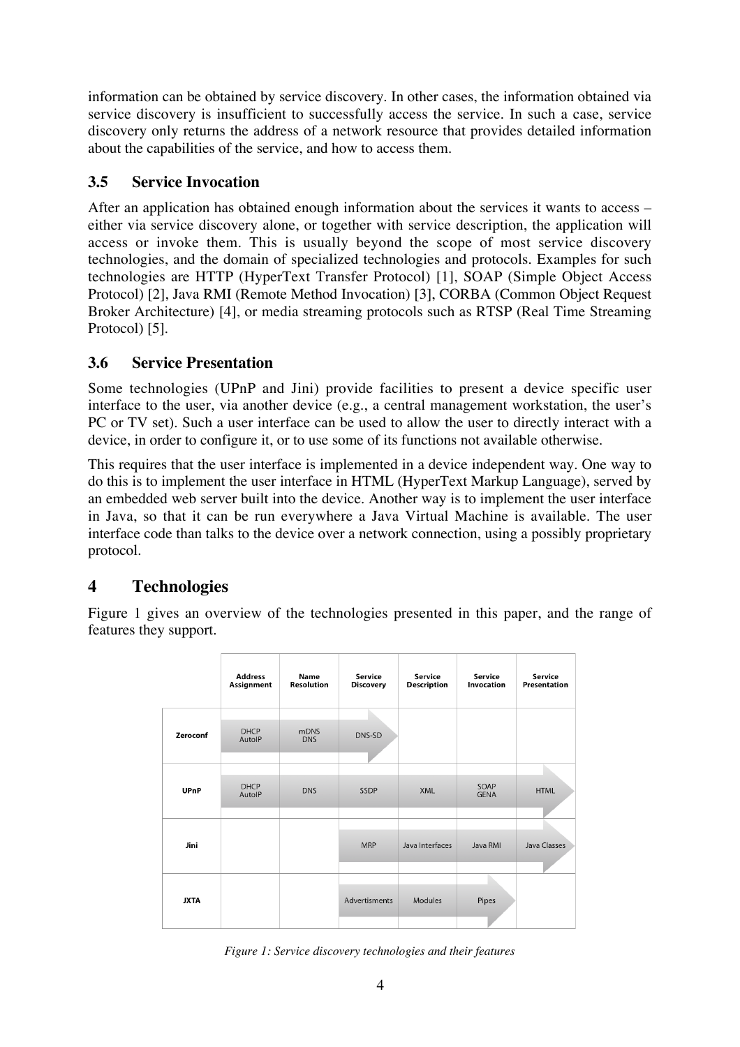information can be obtained by service discovery. In other cases, the information obtained via service discovery is insufficient to successfully access the service. In such a case, service discovery only returns the address of a network resource that provides detailed information about the capabilities of the service, and how to access them.

### 3.5 Service Invocation

After an application has obtained enough information about the services it wants to access – either via service discovery alone, or together with service description, the application will access or invoke them. This is usually beyond the scope of most service discovery technologies, and the domain of specialized technologies and protocols. Examples for such technologies are HTTP (HyperText Transfer Protocol) [1], SOAP (Simple Object Access Protocol) [2], Java RMI (Remote Method Invocation) [3], CORBA (Common Object Request Broker Architecture) [4], or media streaming protocols such as RTSP (Real Time Streaming Protocol) [5].

### 3.6 Service Presentation

Some technologies (UPnP and Jini) provide facilities to present a device specific user interface to the user, via another device (e.g., a central management workstation, the user's PC or TV set). Such a user interface can be used to allow the user to directly interact with a device, in order to configure it, or to use some of its functions not available otherwise.

This requires that the user interface is implemented in a device independent way. One way to do this is to implement the user interface in HTML (HyperText Markup Language), served by an embedded web server built into the device. Another way is to implement the user interface in Java, so that it can be run everywhere a Java Virtual Machine is available. The user interface code than talks to the device over a network connection, using a possibly proprietary protocol.

## 4 Technologies

Figure 1 gives an overview of the technologies presented in this paper, and the range of features they support.

| | Address Assignment | Name Resolution | Service Discovery | Service Description | Service Invocation | Service Presentation |
|---|---|---|---|---|---|---|
| Zeroconf | DHCP AutoIP | mDNS DNS | DNS-SD | | | |
| UPnP | DHCP AutoIP | DNS | SSDP | XML | SOAP GENA | HTML |
| Jini | | | MRP | Java Interfaces | Java RMI | Java Classes |
| JXTA | | | Advertisments | Modules | Pipes | |

*Figure 1: Service discovery technologies and their features*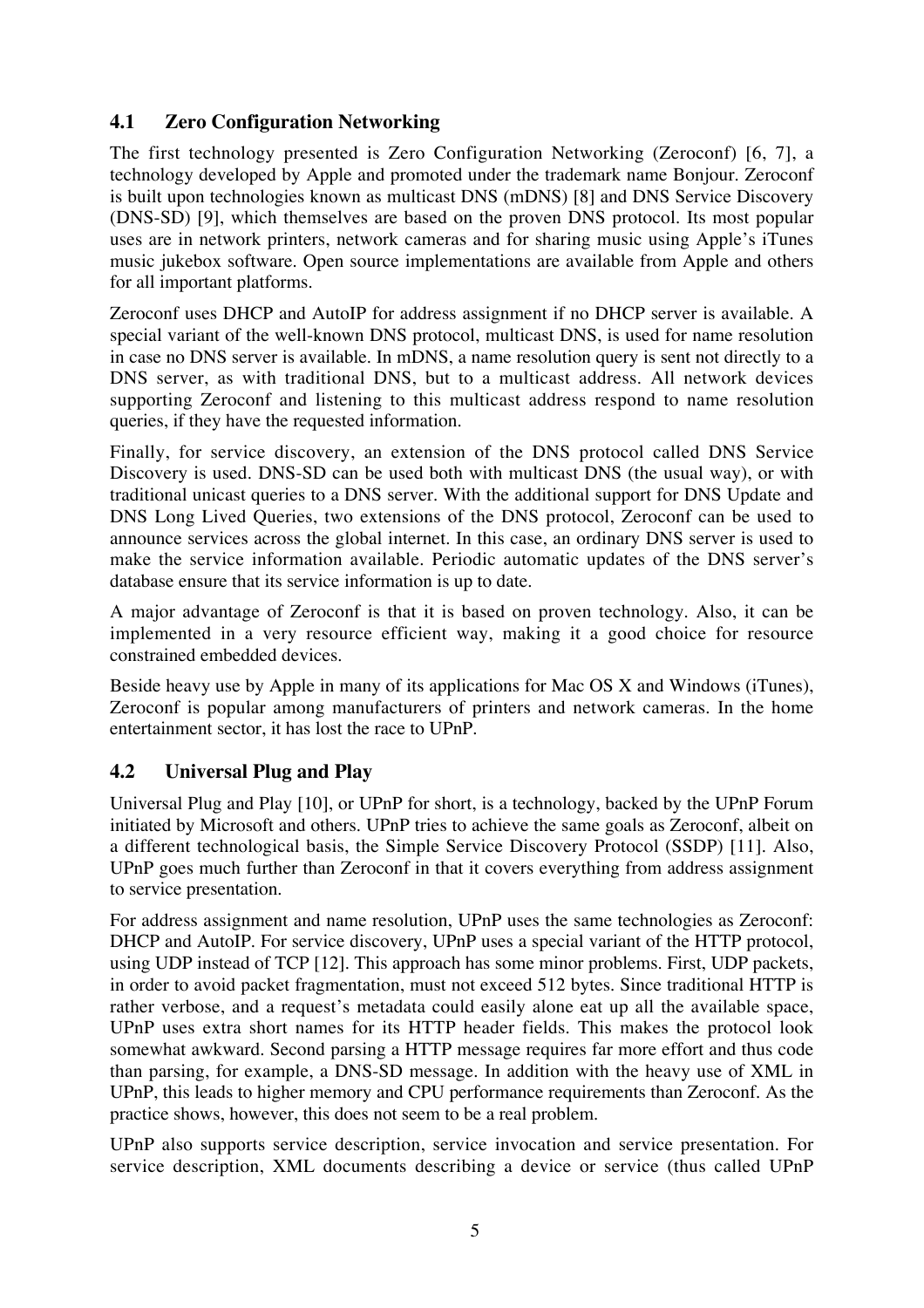## 4.1 Zero Configuration Networking

The first technology presented is Zero Configuration Networking (Zeroconf) [6, 7], a technology developed by Apple and promoted under the trademark name Bonjour. Zeroconf is built upon technologies known as multicast DNS (mDNS) [8] and DNS Service Discovery (DNS-SD) [9], which themselves are based on the proven DNS protocol. Its most popular uses are in network printers, network cameras and for sharing music using Apple's iTunes music jukebox software. Open source implementations are available from Apple and others for all important platforms.

Zeroconf uses DHCP and AutoIP for address assignment if no DHCP server is available. A special variant of the well-known DNS protocol, multicast DNS, is used for name resolution in case no DNS server is available. In mDNS, a name resolution query is sent not directly to a DNS server, as with traditional DNS, but to a multicast address. All network devices supporting Zeroconf and listening to this multicast address respond to name resolution queries, if they have the requested information.

Finally, for service discovery, an extension of the DNS protocol called DNS Service Discovery is used. DNS-SD can be used both with multicast DNS (the usual way), or with traditional unicast queries to a DNS server. With the additional support for DNS Update and DNS Long Lived Queries, two extensions of the DNS protocol, Zeroconf can be used to announce services across the global internet. In this case, an ordinary DNS server is used to make the service information available. Periodic automatic updates of the DNS server's database ensure that its service information is up to date.

A major advantage of Zeroconf is that it is based on proven technology. Also, it can be implemented in a very resource efficient way, making it a good choice for resource constrained embedded devices.

Beside heavy use by Apple in many of its applications for Mac OS X and Windows (iTunes), Zeroconf is popular among manufacturers of printers and network cameras. In the home entertainment sector, it has lost the race to UPnP.

## 4.2 Universal Plug and Play

Universal Plug and Play [10], or UPnP for short, is a technology, backed by the UPnP Forum initiated by Microsoft and others. UPnP tries to achieve the same goals as Zeroconf, albeit on a different technological basis, the Simple Service Discovery Protocol (SSDP) [11]. Also, UPnP goes much further than Zeroconf in that it covers everything from address assignment to service presentation.

For address assignment and name resolution, UPnP uses the same technologies as Zeroconf: DHCP and AutoIP. For service discovery, UPnP uses a special variant of the HTTP protocol, using UDP instead of TCP [12]. This approach has some minor problems. First, UDP packets, in order to avoid packet fragmentation, must not exceed 512 bytes. Since traditional HTTP is rather verbose, and a request's metadata could easily alone eat up all the available space, UPnP uses extra short names for its HTTP header fields. This makes the protocol look somewhat awkward. Second parsing a HTTP message requires far more effort and thus code than parsing, for example, a DNS-SD message. In addition with the heavy use of XML in UPnP, this leads to higher memory and CPU performance requirements than Zeroconf. As the practice shows, however, this does not seem to be a real problem.

UPnP also supports service description, service invocation and service presentation. For service description, XML documents describing a device or service (thus called UPnP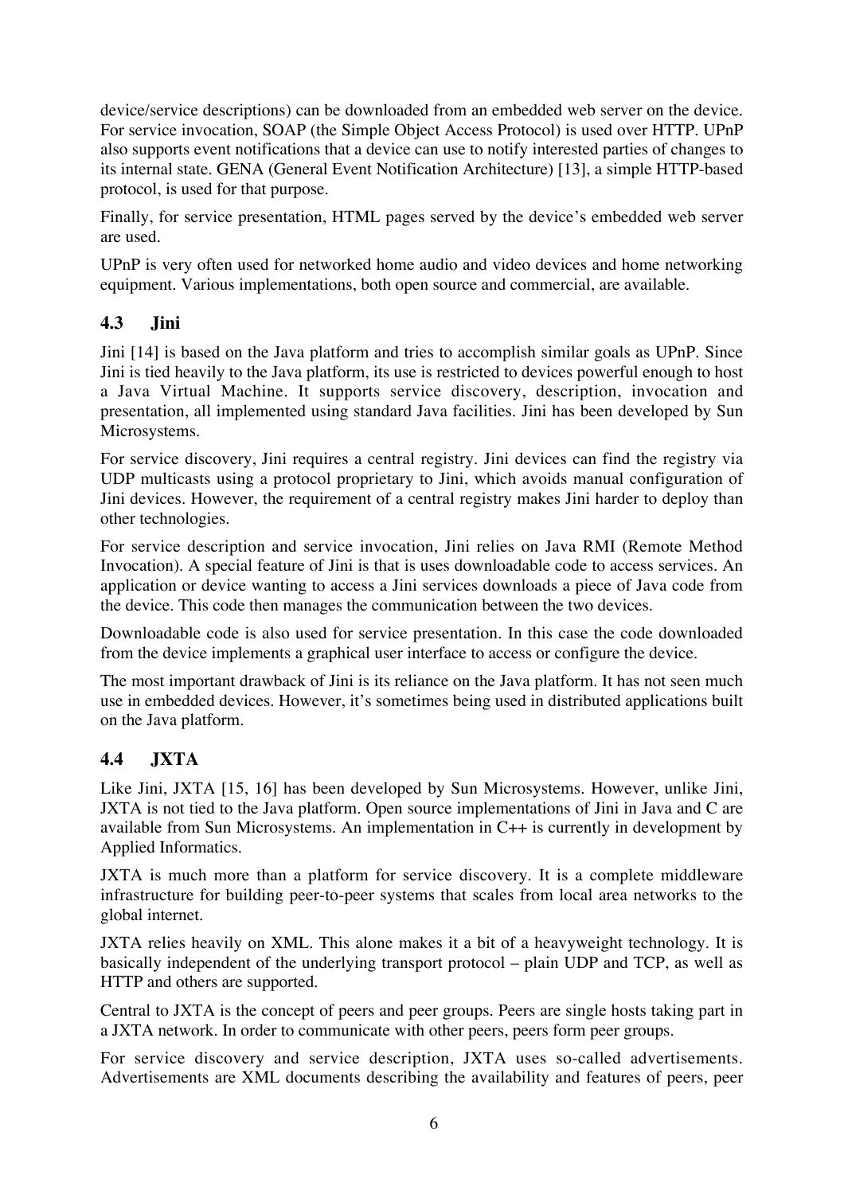device/service descriptions) can be downloaded from an embedded web server on the device. For service invocation, SOAP (the Simple Object Access Protocol) is used over HTTP. UPnP also supports event notifications that a device can use to notify interested parties of changes to its internal state. GENA (General Event Notification Architecture) [13], a simple HTTP-based protocol, is used for that purpose.

Finally, for service presentation, HTML pages served by the device's embedded web server are used.

UPnP is very often used for networked home audio and video devices and home networking equipment. Various implementations, both open source and commercial, are available.

## 4.3 Jini

Jini [14] is based on the Java platform and tries to accomplish similar goals as UPnP. Since Jini is tied heavily to the Java platform, its use is restricted to devices powerful enough to host a Java Virtual Machine. It supports service discovery, description, invocation and presentation, all implemented using standard Java facilities. Jini has been developed by Sun Microsystems.

For service discovery, Jini requires a central registry. Jini devices can find the registry via UDP multicasts using a protocol proprietary to Jini, which avoids manual configuration of Jini devices. However, the requirement of a central registry makes Jini harder to deploy than other technologies.

For service description and service invocation, Jini relies on Java RMI (Remote Method Invocation). A special feature of Jini is that is uses downloadable code to access services. An application or device wanting to access a Jini services downloads a piece of Java code from the device. This code then manages the communication between the two devices.

Downloadable code is also used for service presentation. In this case the code downloaded from the device implements a graphical user interface to access or configure the device.

The most important drawback of Jini is its reliance on the Java platform. It has not seen much use in embedded devices. However, it's sometimes being used in distributed applications built on the Java platform.

## 4.4 JXTA

Like Jini, JXTA [15, 16] has been developed by Sun Microsystems. However, unlike Jini, JXTA is not tied to the Java platform. Open source implementations of Jini in Java and C are available from Sun Microsystems. An implementation in C++ is currently in development by Applied Informatics.

JXTA is much more than a platform for service discovery. It is a complete middleware infrastructure for building peer-to-peer systems that scales from local area networks to the global internet.

JXTA relies heavily on XML. This alone makes it a bit of a heavyweight technology. It is basically independent of the underlying transport protocol – plain UDP and TCP, as well as HTTP and others are supported.

Central to JXTA is the concept of peers and peer groups. Peers are single hosts taking part in a JXTA network. In order to communicate with other peers, peers form peer groups.

For service discovery and service description, JXTA uses so-called advertisements. Advertisements are XML documents describing the availability and features of peers, peer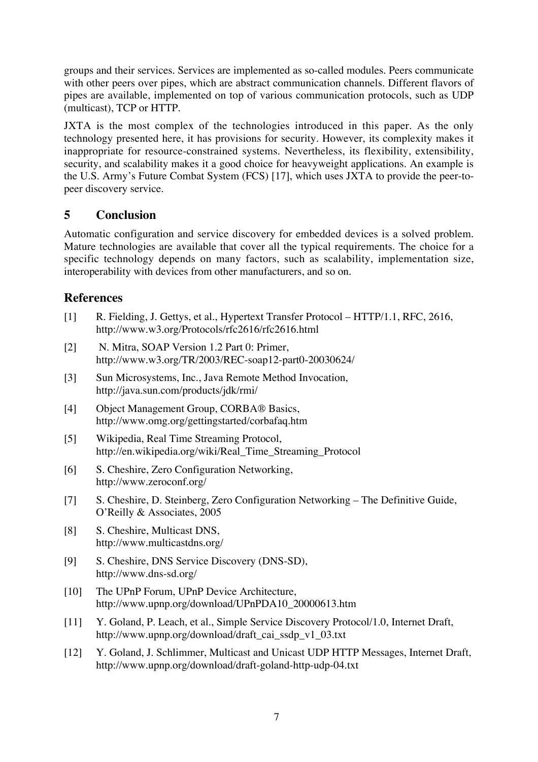groups and their services. Services are implemented as so-called modules. Peers communicate with other peers over pipes, which are abstract communication channels. Different flavors of pipes are available, implemented on top of various communication protocols, such as UDP (multicast), TCP or HTTP.

JXTA is the most complex of the technologies introduced in this paper. As the only technology presented here, it has provisions for security. However, its complexity makes it inappropriate for resource-constrained systems. Nevertheless, its flexibility, extensibility, security, and scalability makes it a good choice for heavyweight applications. An example is the U.S. Army's Future Combat System (FCS) [17], which uses JXTA to provide the peer-to-peer discovery service.

## 5 Conclusion

Automatic configuration and service discovery for embedded devices is a solved problem. Mature technologies are available that cover all the typical requirements. The choice for a specific technology depends on many factors, such as scalability, implementation size, interoperability with devices from other manufacturers, and so on.

## References

[1] R. Fielding, J. Gettys, et al., Hypertext Transfer Protocol – HTTP/1.1, RFC, 2616, http://www.w3.org/Protocols/rfc2616/rfc2616.html

[2] N. Mitra, SOAP Version 1.2 Part 0: Primer, http://www.w3.org/TR/2003/REC-soap12-part0-20030624/

[3] Sun Microsystems, Inc., Java Remote Method Invocation, http://java.sun.com/products/jdk/rmi/

[4] Object Management Group, CORBA® Basics, http://www.omg.org/gettingstarted/corbafaq.htm

[5] Wikipedia, Real Time Streaming Protocol, http://en.wikipedia.org/wiki/Real_Time_Streaming_Protocol

[6] S. Cheshire, Zero Configuration Networking, http://www.zeroconf.org/

[7] S. Cheshire, D. Steinberg, Zero Configuration Networking – The Definitive Guide, O'Reilly & Associates, 2005

[8] S. Cheshire, Multicast DNS, http://www.multicastdns.org/

[9] S. Cheshire, DNS Service Discovery (DNS-SD), http://www.dns-sd.org/

[10] The UPnP Forum, UPnP Device Architecture, http://www.upnp.org/download/UPnPDA10_20000613.htm

[11] Y. Goland, P. Leach, et al., Simple Service Discovery Protocol/1.0, Internet Draft, http://www.upnp.org/download/draft_cai_ssdp_v1_03.txt

[12] Y. Goland, J. Schlimmer, Multicast and Unicast UDP HTTP Messages, Internet Draft, http://www.upnp.org/download/draft-goland-http-udp-04.txt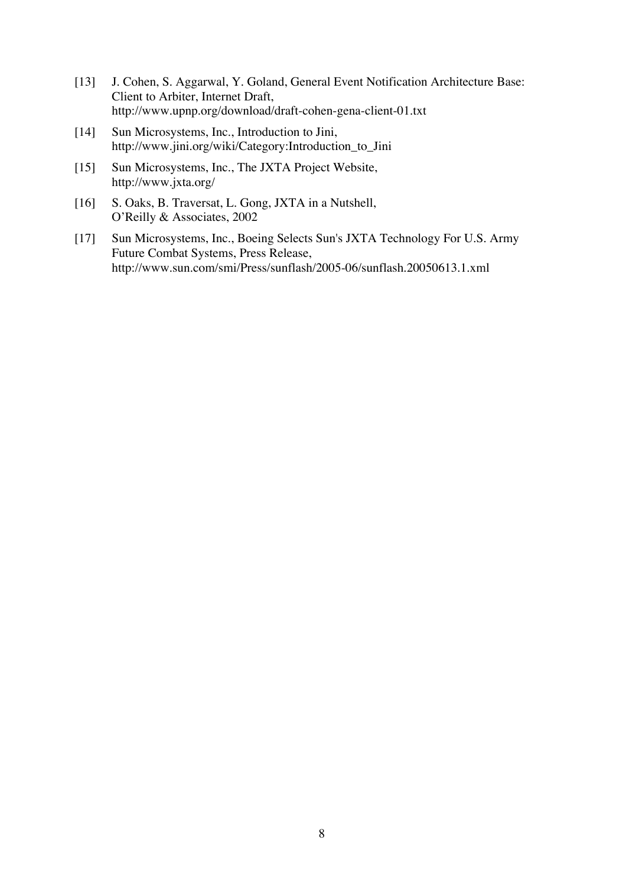[13] J. Cohen, S. Aggarwal, Y. Goland, General Event Notification Architecture Base: Client to Arbiter, Internet Draft, http://www.upnp.org/download/draft-cohen-gena-client-01.txt

[14] Sun Microsystems, Inc., Introduction to Jini, http://www.jini.org/wiki/Category:Introduction_to_Jini

[15] Sun Microsystems, Inc., The JXTA Project Website, http://www.jxta.org/

[16] S. Oaks, B. Traversat, L. Gong, JXTA in a Nutshell, O'Reilly & Associates, 2002

[17] Sun Microsystems, Inc., Boeing Selects Sun's JXTA Technology For U.S. Army Future Combat Systems, Press Release, http://www.sun.com/smi/Press/sunflash/2005-06/sunflash.20050613.1.xml